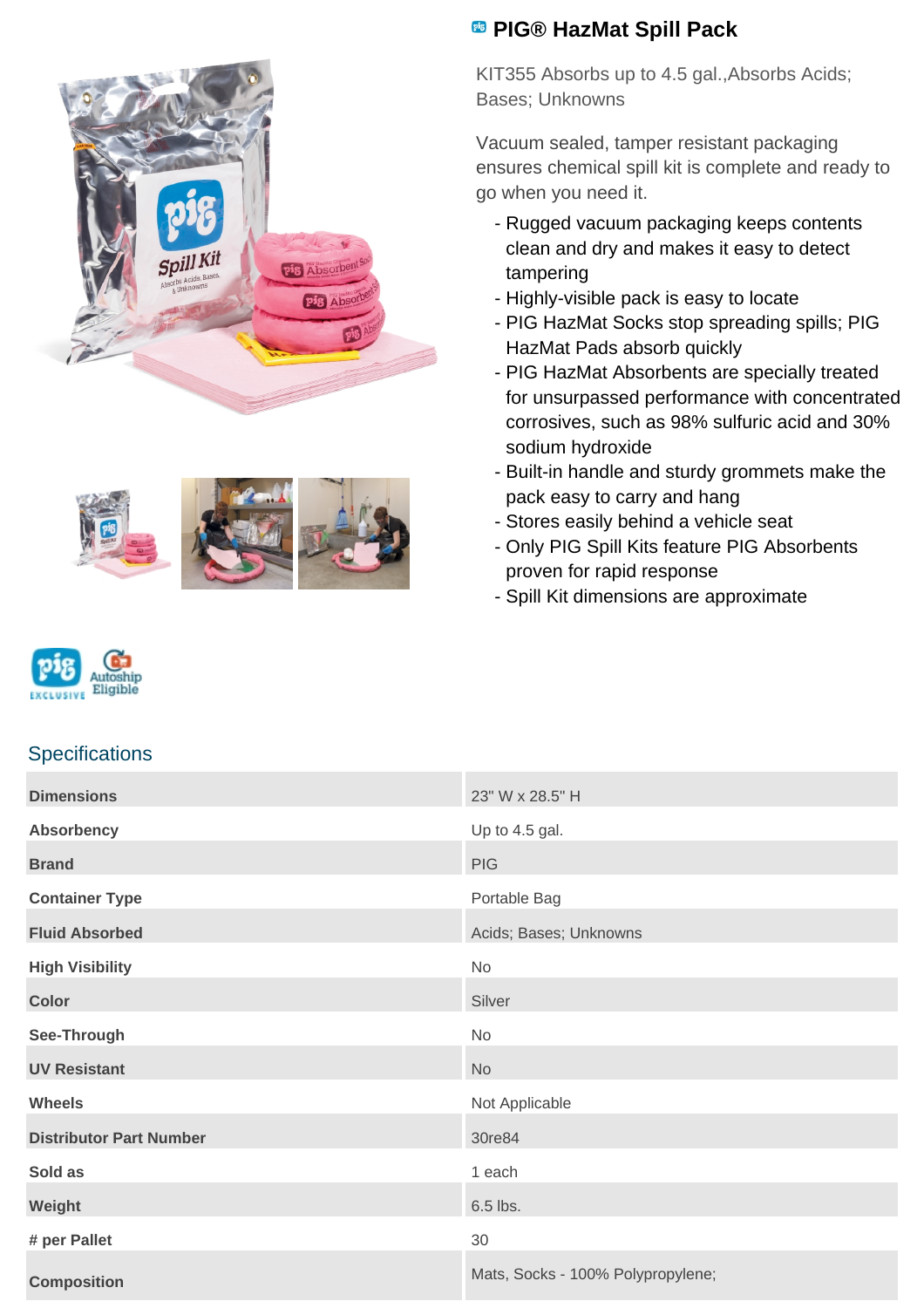# PIG® HazMat Spill Pack

KIT355 Absorbs up to 4.5 gal.,Absorbs Acids; Bases; Unknowns

Vacuum sealed, tamper resistant packaging ensures chemical spill kit is complete and ready to go when you need it.

- Rugged vacuum packaging keeps contents clean and dry and makes it easy to detect tampering
- Highly-visible pack is easy to locate
- PIG HazMat Socks stop spreading spills; PIG HazMat Pads absorb quickly
- PIG HazMat Absorbents are specially treated for unsurpassed performance with concentrated corrosives, such as 98% sulfuric acid and 30% sodium hydroxide
- Built-in handle and sturdy grommets make the pack easy to carry and hang
- Stores easily behind a vehicle seat
- Only PIG Spill Kits feature PIG Absorbents proven for rapid response
- Spill Kit dimensions are approximate

## Specifications

| | |
|---|---|
| **Dimensions** | 23" W x 28.5" H |
| **Absorbency** | Up to 4.5 gal. |
| **Brand** | PIG |
| **Container Type** | Portable Bag |
| **Fluid Absorbed** | Acids; Bases; Unknowns |
| **High Visibility** | No |
| **Color** | Silver |
| **See-Through** | No |
| **UV Resistant** | No |
| **Wheels** | Not Applicable |
| **Distributor Part Number** | 30re84 |
| **Sold as** | 1 each |
| **Weight** | 6.5 lbs. |
| **# per Pallet** | 30 |
| **Composition** | Mats, Socks - 100% Polypropylene; |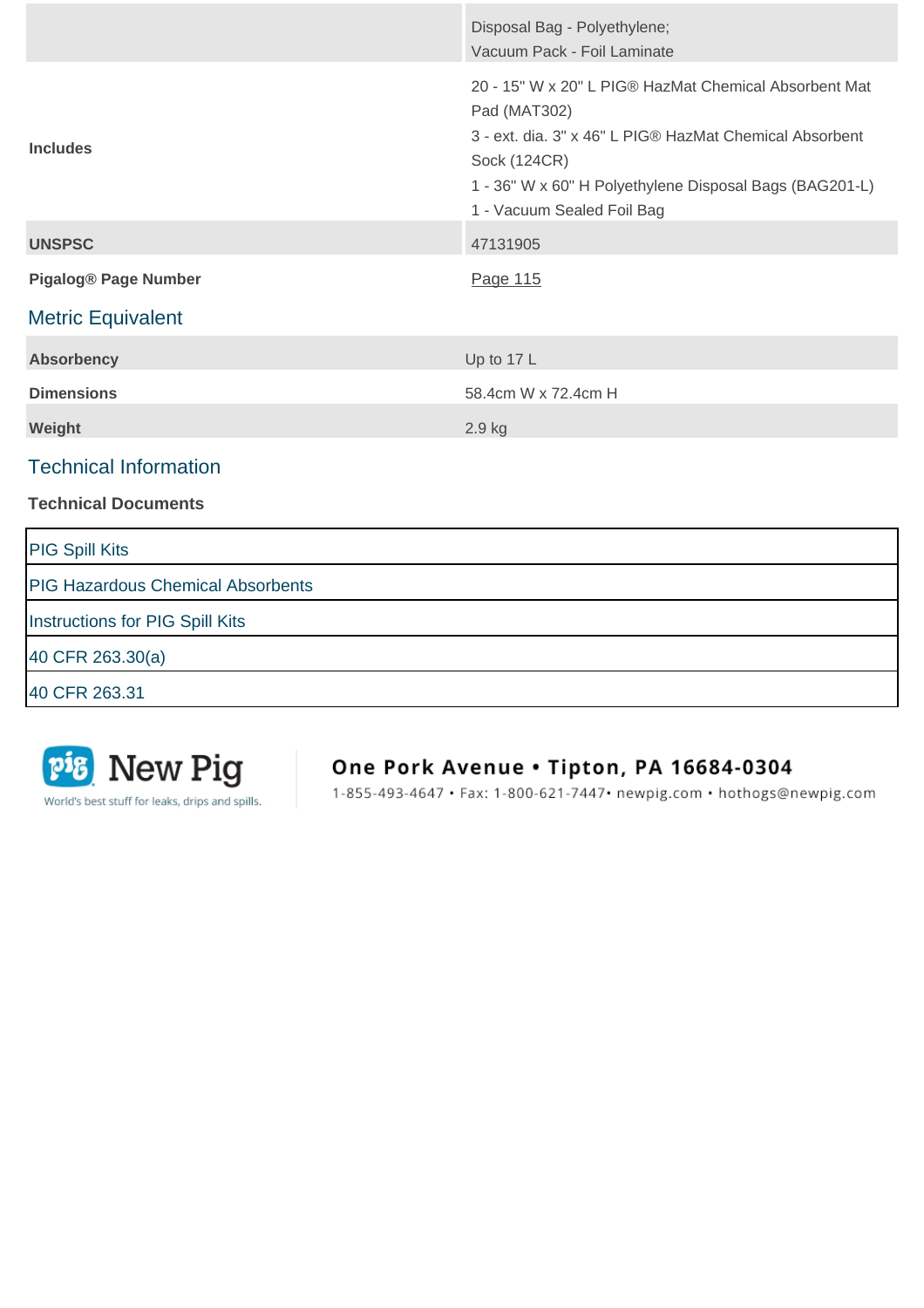| | |
|---|---|
| | Disposal Bag - Polyethylene;<br>Vacuum Pack - Foil Laminate |
| **Includes** | 20 - 15" W x 20" L PIG® HazMat Chemical Absorbent Mat Pad (MAT302)<br>3 - ext. dia. 3" x 46" L PIG® HazMat Chemical Absorbent Sock (124CR)<br>1 - 36" W x 60" H Polyethylene Disposal Bags (BAG201-L)<br>1 - Vacuum Sealed Foil Bag |
| **UNSPSC** | 47131905 |
| **Pigalog® Page Number** | Page 115 |

## Metric Equivalent

| | |
|---|---|
| **Absorbency** | Up to 17 L |
| **Dimensions** | 58.4cm W x 72.4cm H |
| **Weight** | 2.9 kg |

## Technical Information

**Technical Documents**

| |
|---|
| PIG Spill Kits |
| PIG Hazardous Chemical Absorbents |
| Instructions for PIG Spill Kits |
| 40 CFR 263.30(a) |
| 40 CFR 263.31 |

New Pig
World's best stuff for leaks, drips and spills.

One Pork Avenue • Tipton, PA 16684-0304
1-855-493-4647 • Fax: 1-800-621-7447• newpig.com • hothogs@newpig.com